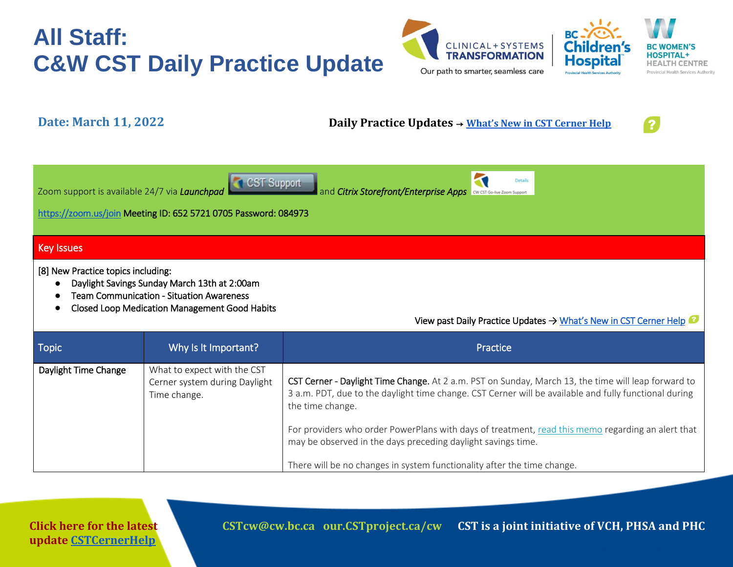# All Staff: C&W CST Daily Practice Update

**Date: March 11, 2022**

**Daily Practice Updates → What's New in CST Cerner Help**

Zoom support is available 24/7 via ***Launchpad*** CST Support and *Citrix Storefront/Enterprise Apps* CW CST Go-live Zoom Support

https://zoom.us/join Meeting ID: 652 5721 0705 Password: 084973

## Key Issues

[8] New Practice topics including:

- Daylight Savings Sunday March 13th at 2:00am
- Team Communication - Situation Awareness
- Closed Loop Medication Management Good Habits

View past Daily Practice Updates → What's New in CST Cerner Help

| Topic | Why Is It Important? | Practice |
|---|---|---|
| Daylight Time Change | What to expect with the CST Cerner system during Daylight Time change. | CST Cerner - Daylight Time Change. At 2 a.m. PST on Sunday, March 13, the time will leap forward to 3 a.m. PDT, due to the daylight time change. CST Cerner will be available and fully functional during the time change.<br><br>For providers who order PowerPlans with days of treatment, read this memo regarding an alert that may be observed in the days preceding daylight savings time.<br><br>There will be no changes in system functionality after the time change. |

Click here for the latest update CSTCernerHelp

CSTcw@cw.bc.ca our.CSTproject.ca/cw CST is a joint initiative of VCH, PHSA and PHC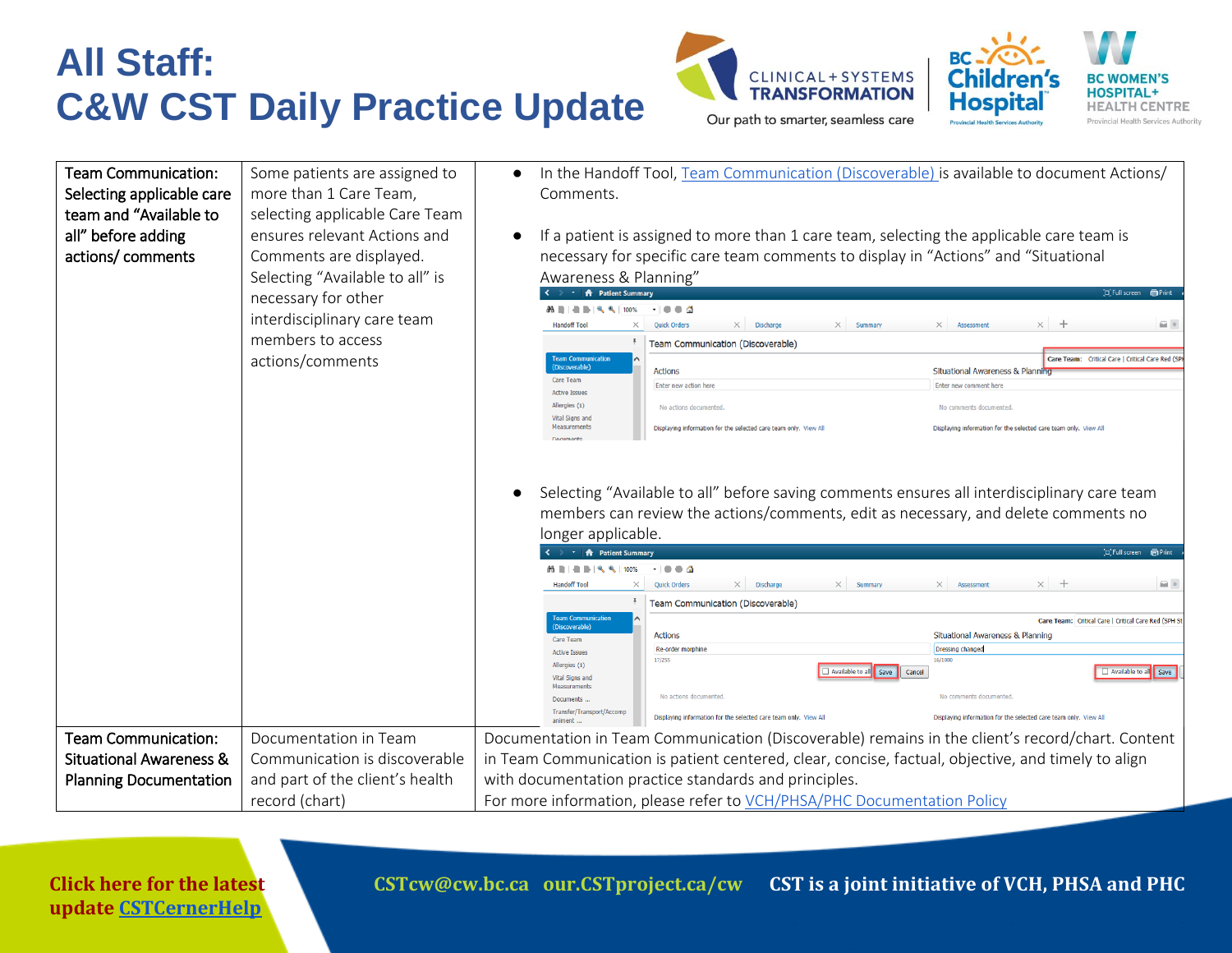# All Staff:
# C&W CST Daily Practice Update

| | | |
|---|---|---|
| Team Communication: Selecting applicable care team and "Available to all" before adding actions/ comments | Some patients are assigned to more than 1 Care Team, selecting applicable Care Team ensures relevant Actions and Comments are displayed. Selecting "Available to all" is necessary for other interdisciplinary care team members to access actions/comments | • In the Handoff Tool, Team Communication (Discoverable) is available to document Actions/ Comments.<br>• If a patient is assigned to more than 1 care team, selecting the applicable care team is necessary for specific care team comments to display in "Actions" and "Situational Awareness & Planning"<br>• Selecting "Available to all" before saving comments ensures all interdisciplinary care team members can review the actions/comments, edit as necessary, and delete comments no longer applicable. |
| Team Communication: Situational Awareness & Planning Documentation | Documentation in Team Communication is discoverable and part of the client's health record (chart) | Documentation in Team Communication (Discoverable) remains in the client's record/chart. Content in Team Communication is patient centered, clear, concise, factual, objective, and timely to align with documentation practice standards and principles.<br>For more information, please refer to VCH/PHSA/PHC Documentation Policy |

Click here for the latest update CSTCernerHelp

CSTcw@cw.bc.ca our.CSTproject.ca/cw CST is a joint initiative of VCH, PHSA and PHC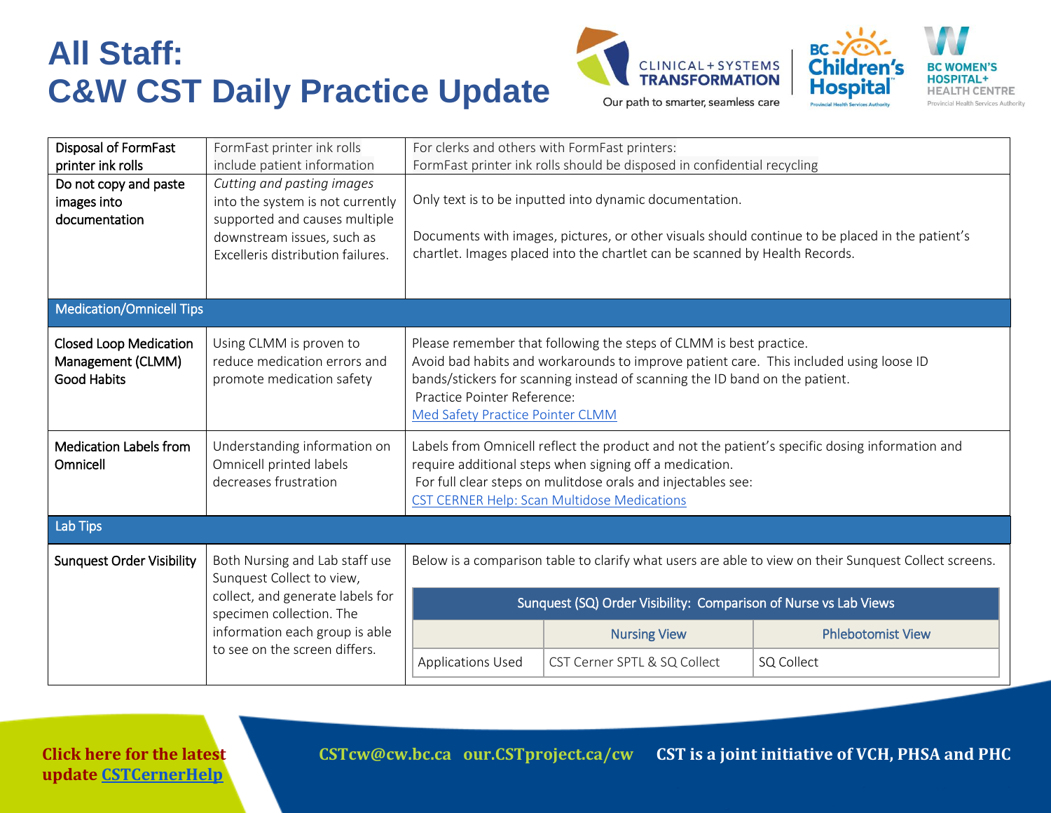# All Staff:
# C&W CST Daily Practice Update

| | | |
|---|---|---|
| Disposal of FormFast printer ink rolls | FormFast printer ink rolls include patient information | For clerks and others with FormFast printers:<br>FormFast printer ink rolls should be disposed in confidential recycling |
| Do not copy and paste images into documentation | *Cutting and pasting images* into the system is not currently supported and causes multiple downstream issues, such as Excelleris distribution failures. | Only text is to be inputted into dynamic documentation.<br><br>Documents with images, pictures, or other visuals should continue to be placed in the patient's chartlet. Images placed into the chartlet can be scanned by Health Records. |
| **Medication/Omnicell Tips** | | |
| Closed Loop Medication Management (CLMM) Good Habits | Using CLMM is proven to reduce medication errors and promote medication safety | Please remember that following the steps of CLMM is best practice.<br>Avoid bad habits and workarounds to improve patient care. This included using loose ID bands/stickers for scanning instead of scanning the ID band on the patient.<br>Practice Pointer Reference:<br>[Med Safety Practice Pointer CLMM] |
| Medication Labels from Omnicell | Understanding information on Omnicell printed labels decreases frustration | Labels from Omnicell reflect the product and not the patient's specific dosing information and require additional steps when signing off a medication.<br>For full clear steps on mulitdose orals and injectables see:<br>[CST CERNER Help: Scan Multidose Medications] |
| **Lab Tips** | | |
| Sunquest Order Visibility | Both Nursing and Lab staff use Sunquest Collect to view, collect, and generate labels for specimen collection. The information each group is able to see on the screen differs. | Below is a comparison table to clarify what users are able to view on their Sunquest Collect screens. |

**Sunquest (SQ) Order Visibility: Comparison of Nurse vs Lab Views**

| | Nursing View | Phlebotomist View |
|---|---|---|
| Applications Used | CST Cerner SPTL & SQ Collect | SQ Collect |

Click here for the latest update [CSTCernerHelp]

CSTcw@cw.bc.ca our.CSTproject.ca/cw CST is a joint initiative of VCH, PHSA and PHC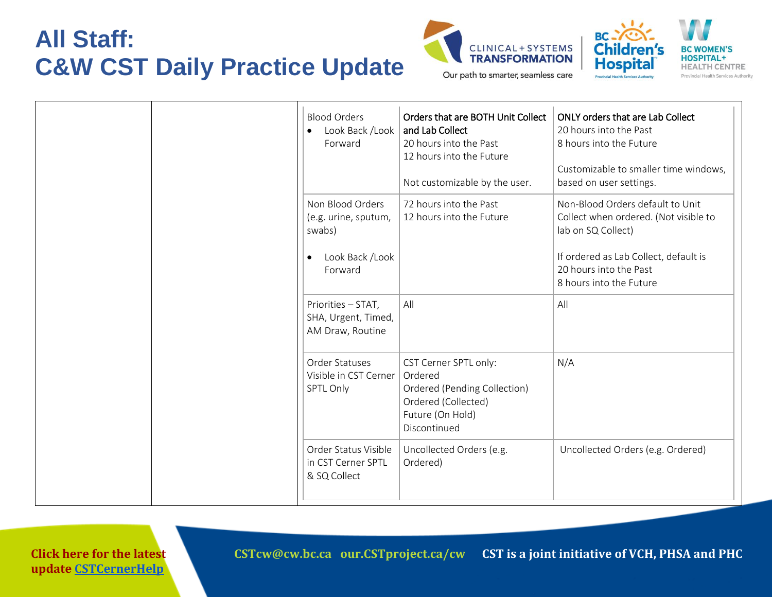# All Staff:
# C&W CST Daily Practice Update

| | | | | |
|---|---|---|---|---|
| | | Blood Orders<br>• Look Back /Look Forward | Orders that are BOTH Unit Collect and Lab Collect<br>20 hours into the Past<br>12 hours into the Future<br><br>Not customizable by the user. | ONLY orders that are Lab Collect<br>20 hours into the Past<br>8 hours into the Future<br><br>Customizable to smaller time windows, based on user settings. |
| | | Non Blood Orders (e.g. urine, sputum, swabs)<br><br>• Look Back /Look Forward | 72 hours into the Past<br>12 hours into the Future | Non-Blood Orders default to Unit Collect when ordered. (Not visible to lab on SQ Collect)<br><br>If ordered as Lab Collect, default is<br>20 hours into the Past<br>8 hours into the Future |
| | | Priorities – STAT, SHA, Urgent, Timed, AM Draw, Routine | All | All |
| | | Order Statuses Visible in CST Cerner SPTL Only | CST Cerner SPTL only:<br>Ordered<br>Ordered (Pending Collection)<br>Ordered (Collected)<br>Future (On Hold)<br>Discontinued | N/A |
| | | Order Status Visible in CST Cerner SPTL & SQ Collect | Uncollected Orders (e.g. Ordered) | Uncollected Orders (e.g. Ordered) |

Click here for the latest update CSTCernerHelp

CSTcw@cw.bc.ca our.CSTproject.ca/cw CST is a joint initiative of VCH, PHSA and PHC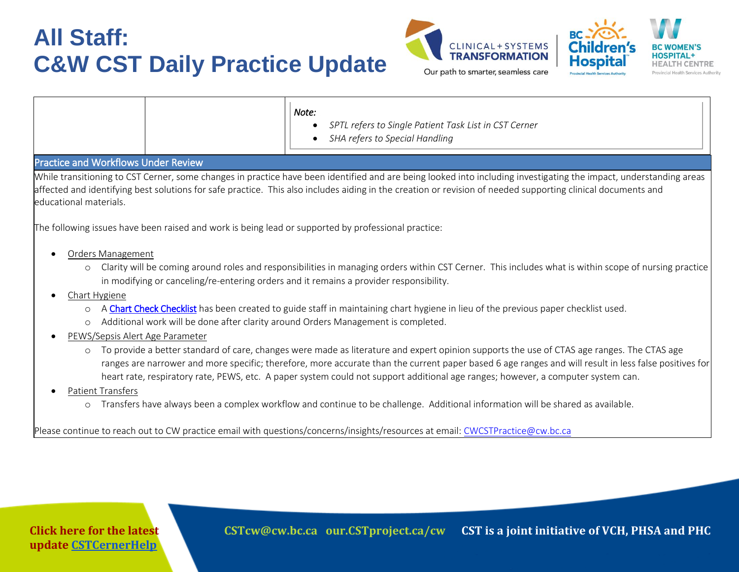| | | |
|---|---|---|
| | | *Note:*<br>• *SPTL refers to Single Patient Task List in CST Cerner*<br>• *SHA refers to Special Handling* |

## Practice and Workflows Under Review

While transitioning to CST Cerner, some changes in practice have been identified and are being looked into including investigating the impact, understanding areas affected and identifying best solutions for safe practice. This also includes aiding in the creation or revision of needed supporting clinical documents and educational materials.

The following issues have been raised and work is being lead or supported by professional practice:

- Orders Management
  - Clarity will be coming around roles and responsibilities in managing orders within CST Cerner. This includes what is within scope of nursing practice in modifying or canceling/re-entering orders and it remains a provider responsibility.
- Chart Hygiene
  - A Chart Check Checklist has been created to guide staff in maintaining chart hygiene in lieu of the previous paper checklist used.
  - Additional work will be done after clarity around Orders Management is completed.
- PEWS/Sepsis Alert Age Parameter
  - To provide a better standard of care, changes were made as literature and expert opinion supports the use of CTAS age ranges. The CTAS age ranges are narrower and more specific; therefore, more accurate than the current paper based 6 age ranges and will result in less false positives for heart rate, respiratory rate, PEWS, etc. A paper system could not support additional age ranges; however, a computer system can.
- Patient Transfers
  - Transfers have always been a complex workflow and continue to be challenge. Additional information will be shared as available.

Please continue to reach out to CW practice email with questions/concerns/insights/resources at email: CWCSTPractice@cw.bc.ca